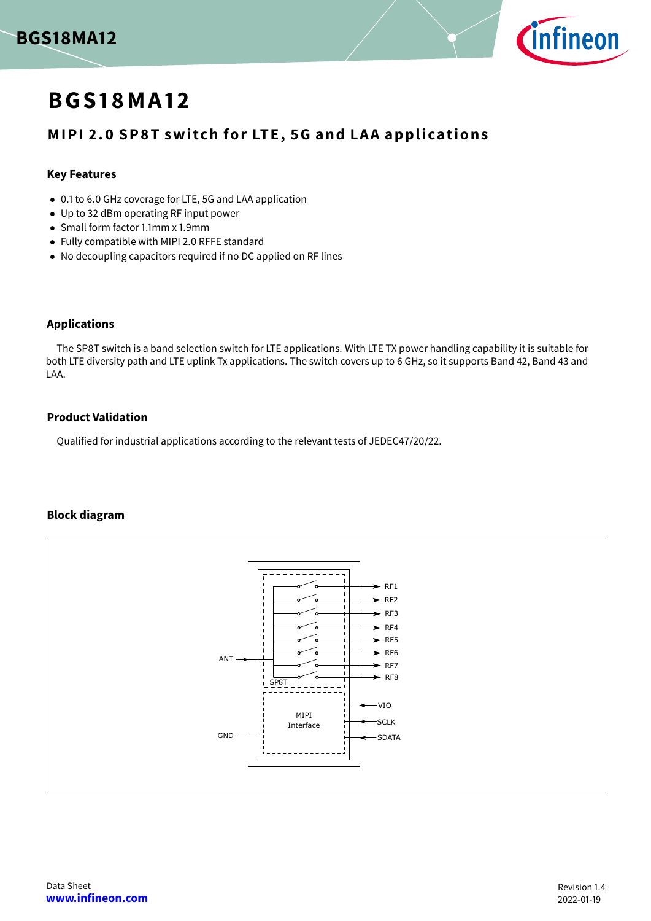# BGS18MA12

## MIPI 2.0 SP8T switch for LTE, 5G and LAA applications

### Key Features

- 0.1 to 6.0 GHz coverage for LTE, 5G and LAA application
- Up to 32 dBm operating RF input power
- Small form factor 1.1mm x 1.9mm
- Fully compatible with MIPI 2.0 RFFE standard
- No decoupling capacitors required if no DC applied on RF lines

### Applications

The SP8T switch is a band selection switch for LTE applications. With LTE TX power handling capability it is suitable for both LTE diversity path and LTE uplink Tx applications. The switch covers up to 6 GHz, so it supports Band 42, Band 43 and LAA.

### Product Validation

Qualified for industrial applications according to the relevant tests of JEDEC47/20/22.

### Block diagram

ANT, GND, SP8T, MIPI Interface, RF1, RF2, RF3, RF4, RF5, RF6, RF7, RF8, VIO, SCLK, SDATA

Data Sheet
www.infineon.com

Revision 1.4
2022-01-19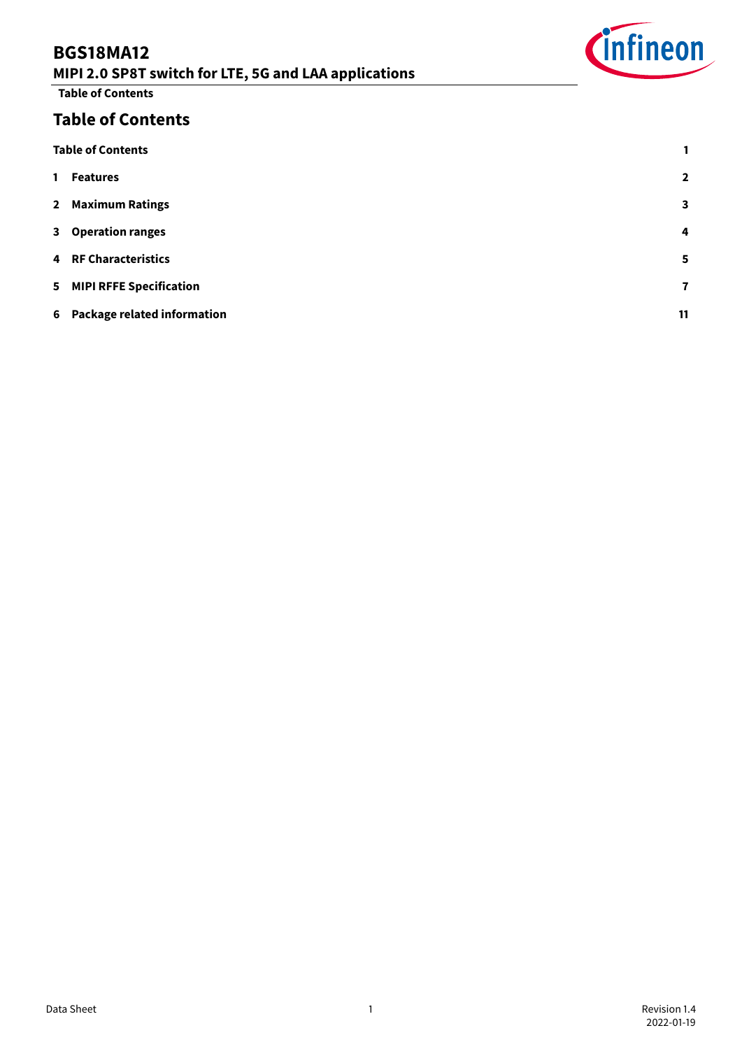# Table of Contents

| | |
|---|---|
| **Table of Contents** | **1** |
| **1 Features** | **2** |
| **2 Maximum Ratings** | **3** |
| **3 Operation ranges** | **4** |
| **4 RF Characteristics** | **5** |
| **5 MIPI RFFE Specification** | **7** |
| **6 Package related information** | **11** |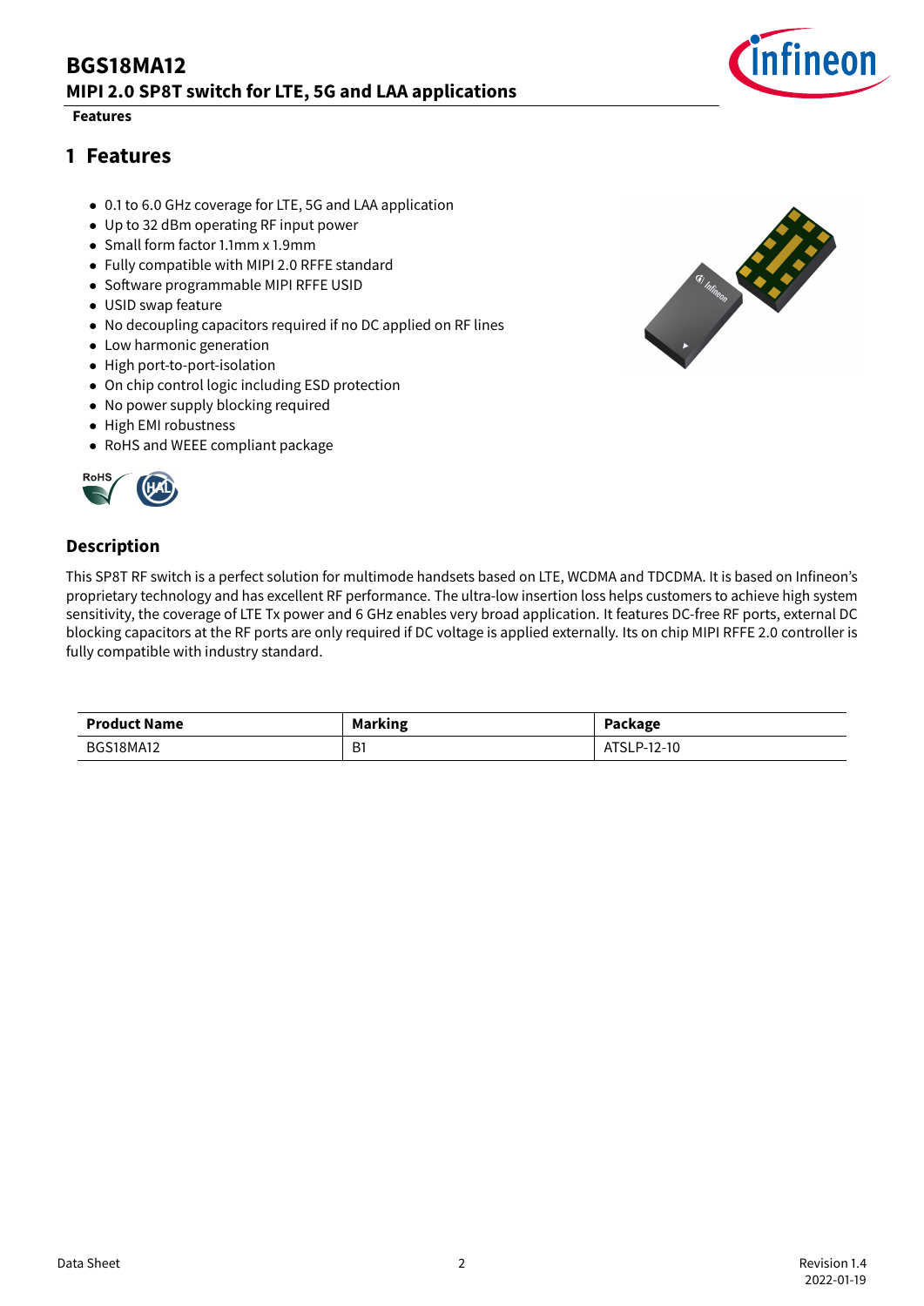# 1 Features

- 0.1 to 6.0 GHz coverage for LTE, 5G and LAA application
- Up to 32 dBm operating RF input power
- Small form factor 1.1mm x 1.9mm
- Fully compatible with MIPI 2.0 RFFE standard
- Software programmable MIPI RFFE USID
- USID swap feature
- No decoupling capacitors required if no DC applied on RF lines
- Low harmonic generation
- High port-to-port-isolation
- On chip control logic including ESD protection
- No power supply blocking required
- High EMI robustness
- RoHS and WEEE compliant package

## Description

This SP8T RF switch is a perfect solution for multimode handsets based on LTE, WCDMA and TDCDMA. It is based on Infineon's proprietary technology and has excellent RF performance. The ultra-low insertion loss helps customers to achieve high system sensitivity, the coverage of LTE Tx power and 6 GHz enables very broad application. It features DC-free RF ports, external DC blocking capacitors at the RF ports are only required if DC voltage is applied externally. Its on chip MIPI RFFE 2.0 controller is fully compatible with industry standard.

| Product Name | Marking | Package |
|---|---|---|
| BGS18MA12 | B1 | ATSLP-12-10 |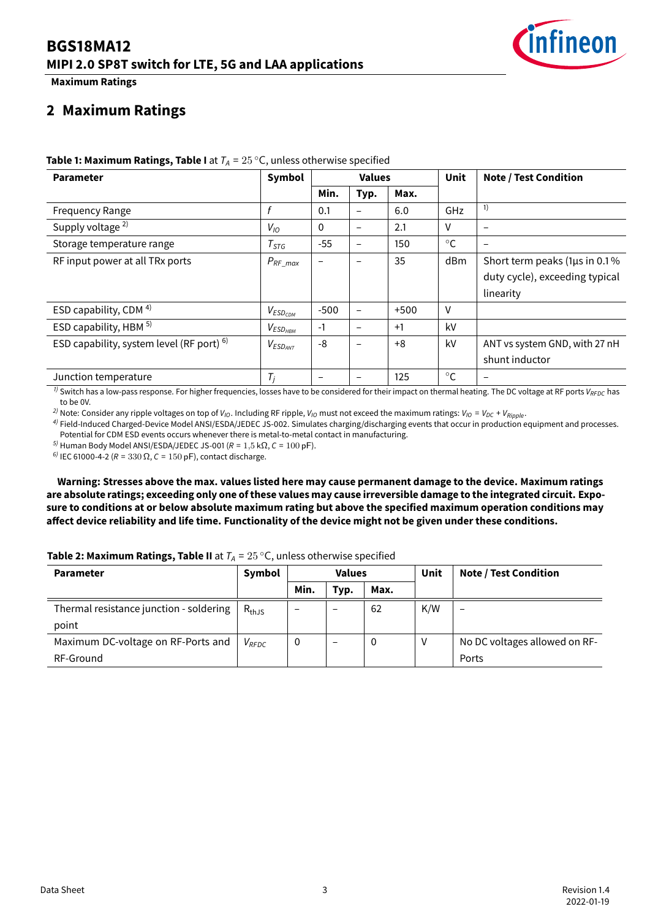## 2 Maximum Ratings

**Table 1: Maximum Ratings, Table I** at $T_A = 25\,°C$, unless otherwise specified

| Parameter | Symbol | Values | | | Unit | Note / Test Condition |
|---|---|---|---|---|---|---|
| | | Min. | Typ. | Max. | | |
| Frequency Range | $f$ | 0.1 | – | 6.0 | GHz | [1] |
| Supply voltage [2] | $V_{IO}$ | 0 | – | 2.1 | V | – |
| Storage temperature range | $T_{STG}$ | -55 | – | 150 | °C | – |
| RF input power at all TRx ports | $P_{RF\_max}$ | – | – | 35 | dBm | Short term peaks (1µs in 0.1 % duty cycle), exceeding typical linearity |
| ESD capability, CDM [4] | $V_{ESD_{CDM}}$ | -500 | – | +500 | V | |
| ESD capability, HBM [5] | $V_{ESD_{HBM}}$ | -1 | – | +1 | kV | |
| ESD capability, system level (RF port) [6] | $V_{ESD_{ANT}}$ | -8 | – | +8 | kV | ANT vs system GND, with 27 nH shunt inductor |
| Junction temperature | $T_j$ | – | – | 125 | °C | – |

[1] Switch has a low-pass response. For higher frequencies, losses have to be considered for their impact on thermal heating. The DC voltage at RF ports $V_{RFDC}$ has to be 0V.

[2] Note: Consider any ripple voltages on top of $V_{IO}$. Including RF ripple, $V_{IO}$ must not exceed the maximum ratings: $V_{IO} = V_{DC} + V_{Ripple}$.

[4] Field-Induced Charged-Device Model ANSI/ESDA/JEDEC JS-002. Simulates charging/discharging events that occur in production equipment and processes. Potential for CDM ESD events occurs whenever there is metal-to-metal contact in manufacturing.

[5] Human Body Model ANSI/ESDA/JEDEC JS-001 ($R = 1{,}5\,k\Omega$, $C = 100\,pF$).

[6] IEC 61000-4-2 ($R = 330\,\Omega$, $C = 150\,pF$), contact discharge.

**Warning: Stresses above the max. values listed here may cause permanent damage to the device. Maximum ratings are absolute ratings; exceeding only one of these values may cause irreversible damage to the integrated circuit. Exposure to conditions at or below absolute maximum rating but above the specified maximum operation conditions may affect device reliability and life time. Functionality of the device might not be given under these conditions.**

**Table 2: Maximum Ratings, Table II** at $T_A = 25\,°C$, unless otherwise specified

| Parameter | Symbol | Values | | | Unit | Note / Test Condition |
|---|---|---|---|---|---|---|
| | | Min. | Typ. | Max. | | |
| Thermal resistance junction - soldering point | $R_{thJS}$ | – | – | 62 | K/W | – |
| Maximum DC-voltage on RF-Ports and RF-Ground | $V_{RFDC}$ | 0 | – | 0 | V | No DC voltages allowed on RF-Ports |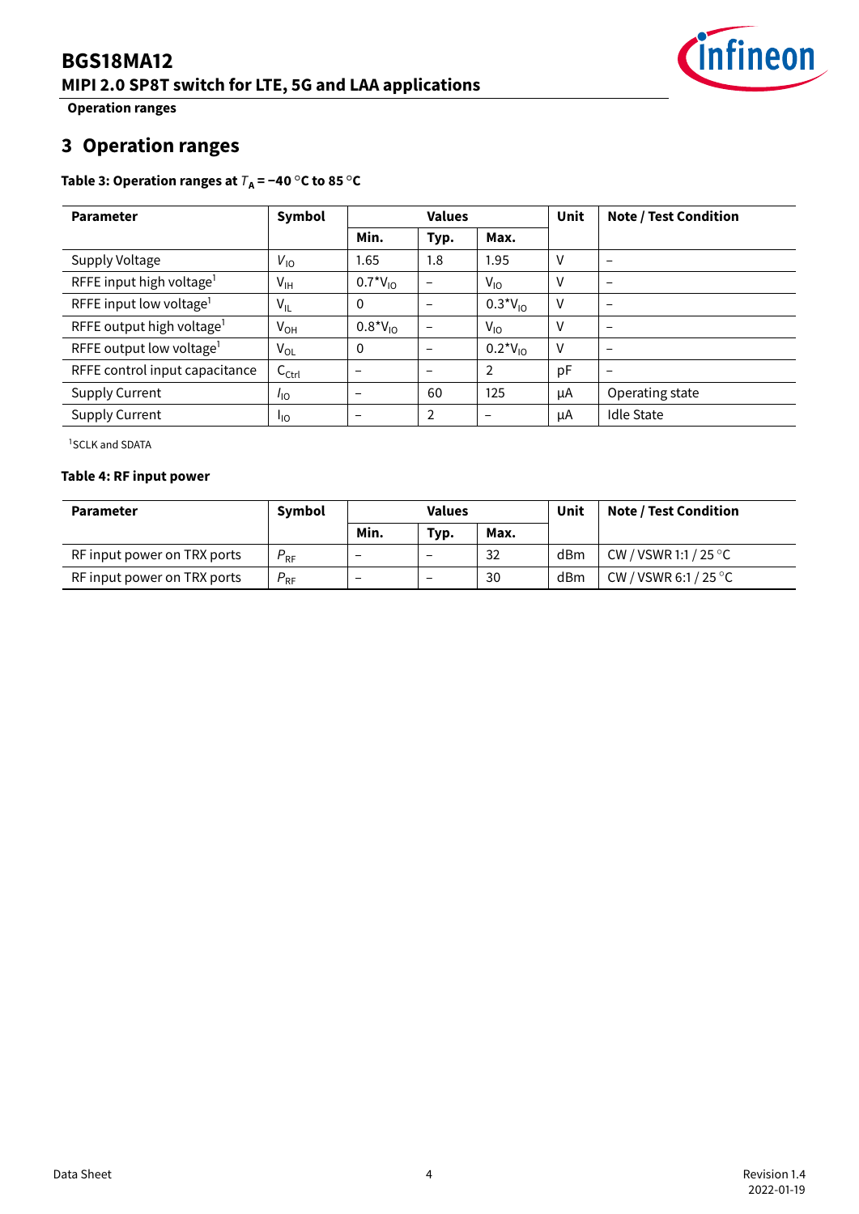# 3 Operation ranges

**Table 3: Operation ranges at $T_A$ = –40 °C to 85 °C**

| Parameter | Symbol | Values | | | Unit | Note / Test Condition |
|---|---|---|---|---|---|---|
| | | Min. | Typ. | Max. | | |
| Supply Voltage | $V_{IO}$ | 1.65 | 1.8 | 1.95 | V | – |
| RFFE input high voltage[1] | $V_{IH}$ | $0.7*V_{IO}$ | – | $V_{IO}$ | V | – |
| RFFE input low voltage[1] | $V_{IL}$ | 0 | – | $0.3*V_{IO}$ | V | – |
| RFFE output high voltage[1] | $V_{OH}$ | $0.8*V_{IO}$ | – | $V_{IO}$ | V | – |
| RFFE output low voltage[1] | $V_{OL}$ | 0 | – | $0.2*V_{IO}$ | V | – |
| RFFE control input capacitance | $C_{Ctrl}$ | – | – | 2 | pF | – |
| Supply Current | $I_{IO}$ | – | 60 | 125 | µA | Operating state |
| Supply Current | $I_{IO}$ | – | 2 | – | µA | Idle State |

[1]SCLK and SDATA

**Table 4: RF input power**

| Parameter | Symbol | Values | | | Unit | Note / Test Condition |
|---|---|---|---|---|---|---|
| | | Min. | Typ. | Max. | | |
| RF input power on TRX ports | $P_{RF}$ | – | – | 32 | dBm | CW / VSWR 1:1 / 25 °C |
| RF input power on TRX ports | $P_{RF}$ | – | – | 30 | dBm | CW / VSWR 6:1 / 25 °C |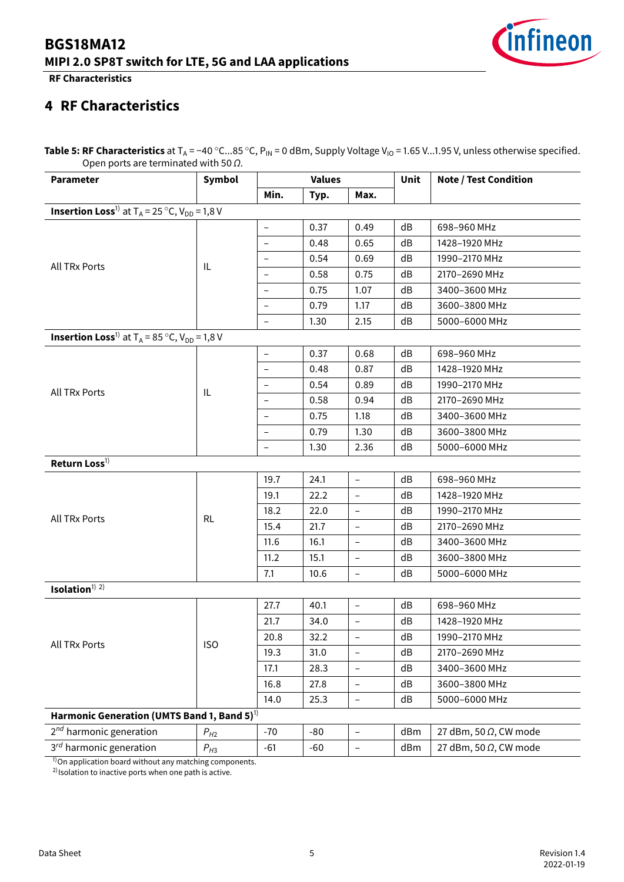# 4 RF Characteristics

**Table 5: RF Characteristics** at $T_A$ = −40 °C...85 °C, $P_{IN}$ = 0 dBm, Supply Voltage $V_{IO}$ = 1.65 V...1.95 V, unless otherwise specified. Open ports are terminated with 50 Ω.

| Parameter | Symbol | Values | | | Unit | Note / Test Condition |
|---|---|---|---|---|---|---|
| | | Min. | Typ. | Max. | | |
| **Insertion Loss**[1] at $T_A$ = 25 °C, $V_{DD}$ = 1,8 V | | | | | | |
| All TRx Ports | IL | – | 0.37 | 0.49 | dB | 698–960 MHz |
| | | – | 0.48 | 0.65 | dB | 1428–1920 MHz |
| | | – | 0.54 | 0.69 | dB | 1990–2170 MHz |
| | | – | 0.58 | 0.75 | dB | 2170–2690 MHz |
| | | – | 0.75 | 1.07 | dB | 3400–3600 MHz |
| | | – | 0.79 | 1.17 | dB | 3600–3800 MHz |
| | | – | 1.30 | 2.15 | dB | 5000–6000 MHz |
| **Insertion Loss**[1] at $T_A$ = 85 °C, $V_{DD}$ = 1,8 V | | | | | | |
| All TRx Ports | IL | – | 0.37 | 0.68 | dB | 698–960 MHz |
| | | – | 0.48 | 0.87 | dB | 1428–1920 MHz |
| | | – | 0.54 | 0.89 | dB | 1990–2170 MHz |
| | | – | 0.58 | 0.94 | dB | 2170–2690 MHz |
| | | – | 0.75 | 1.18 | dB | 3400–3600 MHz |
| | | – | 0.79 | 1.30 | dB | 3600–3800 MHz |
| | | – | 1.30 | 2.36 | dB | 5000–6000 MHz |
| **Return Loss**[1] | | | | | | |
| All TRx Ports | RL | 19.7 | 24.1 | – | dB | 698–960 MHz |
| | | 19.1 | 22.2 | – | dB | 1428–1920 MHz |
| | | 18.2 | 22.0 | – | dB | 1990–2170 MHz |
| | | 15.4 | 21.7 | – | dB | 2170–2690 MHz |
| | | 11.6 | 16.1 | – | dB | 3400–3600 MHz |
| | | 11.2 | 15.1 | – | dB | 3600–3800 MHz |
| | | 7.1 | 10.6 | – | dB | 5000–6000 MHz |
| **Isolation**[1] [2] | | | | | | |
| All TRx Ports | ISO | 27.7 | 40.1 | – | dB | 698–960 MHz |
| | | 21.7 | 34.0 | – | dB | 1428–1920 MHz |
| | | 20.8 | 32.2 | – | dB | 1990–2170 MHz |
| | | 19.3 | 31.0 | – | dB | 2170–2690 MHz |
| | | 17.1 | 28.3 | – | dB | 3400–3600 MHz |
| | | 16.8 | 27.8 | – | dB | 3600–3800 MHz |
| | | 14.0 | 25.3 | – | dB | 5000–6000 MHz |
| **Harmonic Generation (UMTS Band 1, Band 5)**[1] | | | | | | |
| 2nd harmonic generation | $P_{H2}$ | -70 | -80 | – | dBm | 27 dBm, 50 Ω, CW mode |
| 3rd harmonic generation | $P_{H3}$ | -61 | -60 | – | dBm | 27 dBm, 50 Ω, CW mode |

[1] On application board without any matching components.
[2] Isolation to inactive ports when one path is active.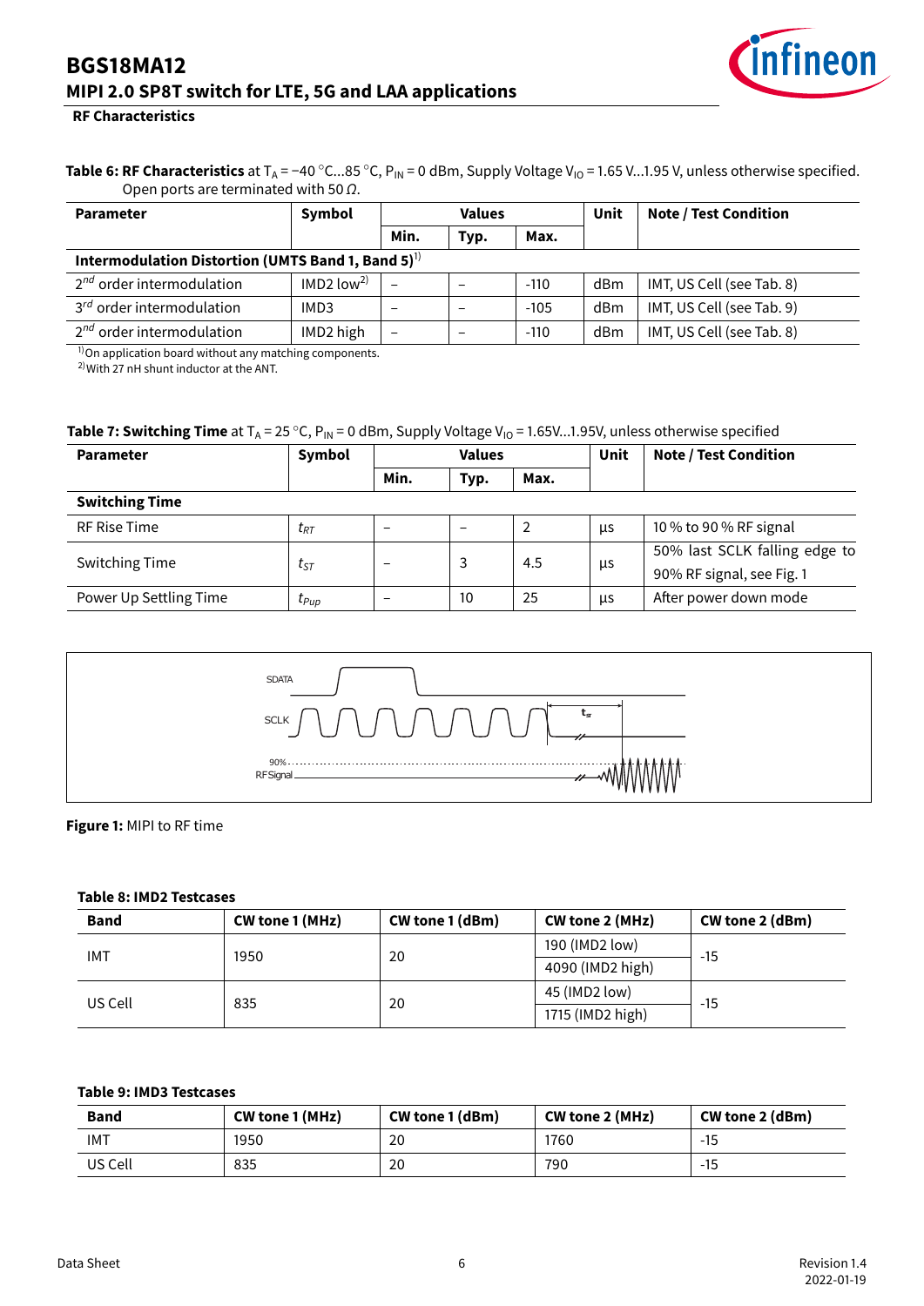## RF Characteristics

**Table 6: RF Characteristics** at $T_A$ = −40 °C...85 °C, $P_{IN}$ = 0 dBm, Supply Voltage $V_{IO}$ = 1.65 V...1.95 V, unless otherwise specified. Open ports are terminated with 50 Ω.

| Parameter | Symbol | Values | | | Unit | Note / Test Condition |
|---|---|---|---|---|---|---|
| | | Min. | Typ. | Max. | | |
| **Intermodulation Distortion (UMTS Band 1, Band 5)**[1] | | | | | | |
| $2^{nd}$ order intermodulation | IMD2 low[2] | – | – | -110 | dBm | IMT, US Cell (see Tab. 8) |
| $3^{rd}$ order intermodulation | IMD3 | – | – | -105 | dBm | IMT, US Cell (see Tab. 9) |
| $2^{nd}$ order intermodulation | IMD2 high | – | – | -110 | dBm | IMT, US Cell (see Tab. 8) |

[1] On application board without any matching components.
[2] With 27 nH shunt inductor at the ANT.

**Table 7: Switching Time** at $T_A$ = 25 °C, $P_{IN}$ = 0 dBm, Supply Voltage $V_{IO}$ = 1.65V...1.95V, unless otherwise specified

| Parameter | Symbol | Values | | | Unit | Note / Test Condition |
|---|---|---|---|---|---|---|
| | | Min. | Typ. | Max. | | |
| **Switching Time** | | | | | | |
| RF Rise Time | $t_{RT}$ | – | – | 2 | µs | 10 % to 90 % RF signal |
| Switching Time | $t_{ST}$ | – | 3 | 4.5 | µs | 50% last SCLK falling edge to 90% RF signal, see Fig. 1 |
| Power Up Settling Time | $t_{Pup}$ | – | 10 | 25 | µs | After power down mode |

**Figure 1:** MIPI to RF time

**Table 8: IMD2 Testcases**

| Band | CW tone 1 (MHz) | CW tone 1 (dBm) | CW tone 2 (MHz) | CW tone 2 (dBm) |
|---|---|---|---|---|
| IMT | 1950 | 20 | 190 (IMD2 low) | -15 |
| | | | 4090 (IMD2 high) | |
| US Cell | 835 | 20 | 45 (IMD2 low) | -15 |
| | | | 1715 (IMD2 high) | |

**Table 9: IMD3 Testcases**

| Band | CW tone 1 (MHz) | CW tone 1 (dBm) | CW tone 2 (MHz) | CW tone 2 (dBm) |
|---|---|---|---|---|
| IMT | 1950 | 20 | 1760 | -15 |
| US Cell | 835 | 20 | 790 | -15 |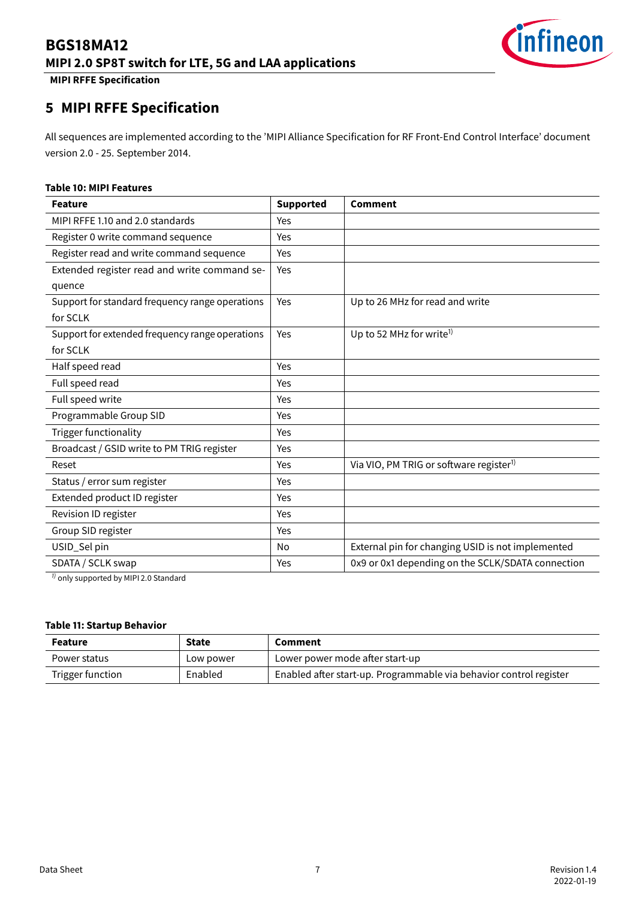# 5 MIPI RFFE Specification

All sequences are implemented according to the 'MIPI Alliance Specification for RF Front-End Control Interface' document version 2.0 - 25. September 2014.

**Table 10: MIPI Features**

| Feature | Supported | Comment |
|---|---|---|
| MIPI RFFE 1.10 and 2.0 standards | Yes | |
| Register 0 write command sequence | Yes | |
| Register read and write command sequence | Yes | |
| Extended register read and write command sequence | Yes | |
| Support for standard frequency range operations for SCLK | Yes | Up to 26 MHz for read and write |
| Support for extended frequency range operations for SCLK | Yes | Up to 52 MHz for write[1)] |
| Half speed read | Yes | |
| Full speed read | Yes | |
| Full speed write | Yes | |
| Programmable Group SID | Yes | |
| Trigger functionality | Yes | |
| Broadcast / GSID write to PM TRIG register | Yes | |
| Reset | Yes | Via VIO, PM TRIG or software register[1)] |
| Status / error sum register | Yes | |
| Extended product ID register | Yes | |
| Revision ID register | Yes | |
| Group SID register | Yes | |
| USID_Sel pin | No | External pin for changing USID is not implemented |
| SDATA / SCLK swap | Yes | 0x9 or 0x1 depending on the SCLK/SDATA connection |

[1)] only supported by MIPI 2.0 Standard

**Table 11: Startup Behavior**

| Feature | State | Comment |
|---|---|---|
| Power status | Low power | Lower power mode after start-up |
| Trigger function | Enabled | Enabled after start-up. Programmable via behavior control register |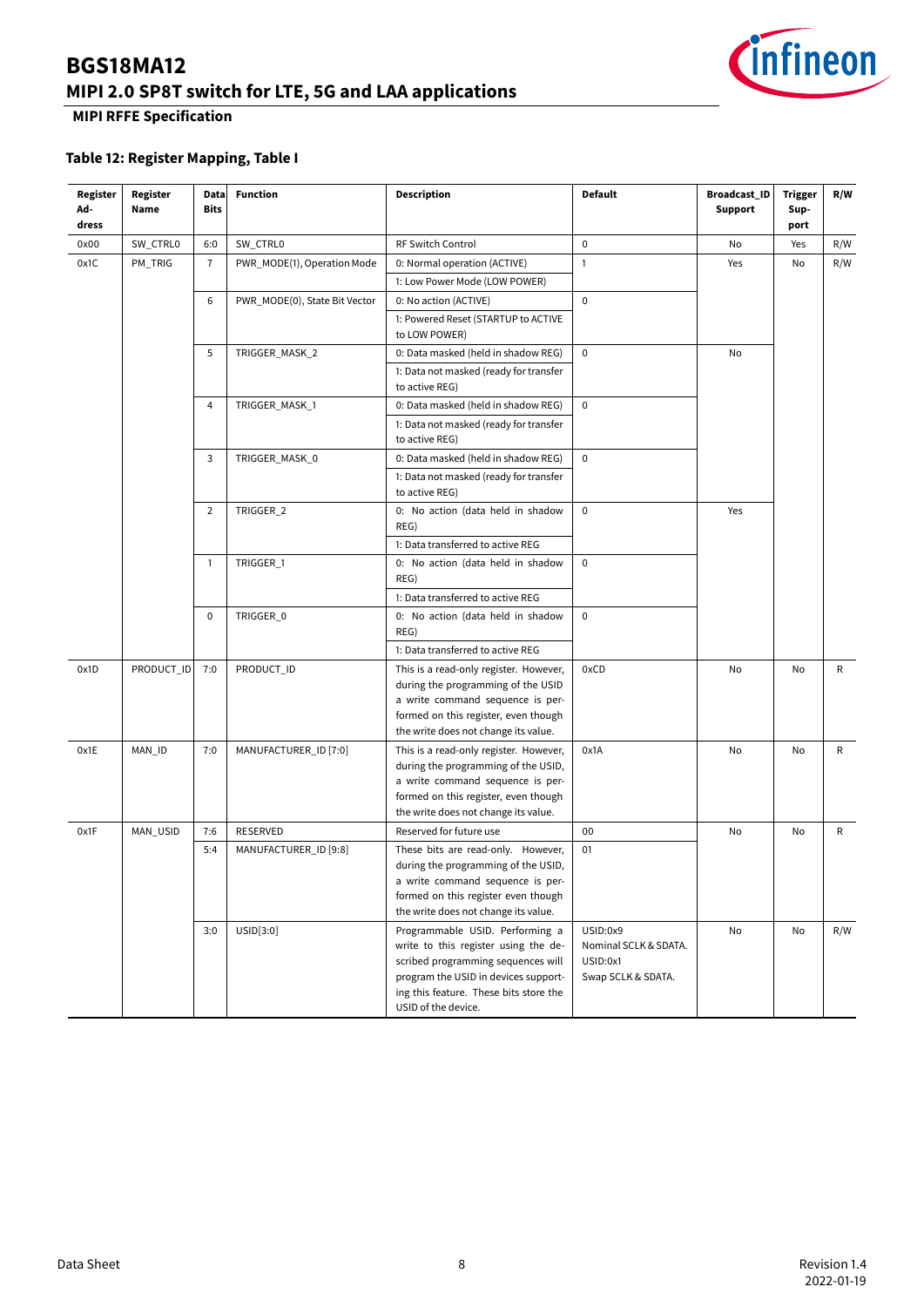### Table 12: Register Mapping, Table I

| Register Address | Register Name | Data Bits | Function | Description | Default | Broadcast_ID Support | Trigger Support | R/W |
|---|---|---|---|---|---|---|---|---|
| 0x00 | SW_CTRL0 | 6:0 | SW_CTRL0 | RF Switch Control | 0 | No | Yes | R/W |
| 0x1C | PM_TRIG | 7 | PWR_MODE(1), Operation Mode | 0: Normal operation (ACTIVE) | 1 | Yes | No | R/W |
| | | | | 1: Low Power Mode (LOW POWER) | | | | |
| | | 6 | PWR_MODE(0), State Bit Vector | 0: No action (ACTIVE) | 0 | | | |
| | | | | 1: Powered Reset (STARTUP to ACTIVE to LOW POWER) | | | | |
| | | 5 | TRIGGER_MASK_2 | 0: Data masked (held in shadow REG) | 0 | No | | |
| | | | | 1: Data not masked (ready for transfer to active REG) | | | | |
| | | 4 | TRIGGER_MASK_1 | 0: Data masked (held in shadow REG) | 0 | | | |
| | | | | 1: Data not masked (ready for transfer to active REG) | | | | |
| | | 3 | TRIGGER_MASK_0 | 0: Data masked (held in shadow REG) | 0 | | | |
| | | | | 1: Data not masked (ready for transfer to active REG) | | | | |
| | | 2 | TRIGGER_2 | 0: No action (data held in shadow REG) | 0 | Yes | | |
| | | | | 1: Data transferred to active REG | | | | |
| | | 1 | TRIGGER_1 | 0: No action (data held in shadow REG) | 0 | | | |
| | | | | 1: Data transferred to active REG | | | | |
| | | 0 | TRIGGER_0 | 0: No action (data held in shadow REG) | 0 | | | |
| | | | | 1: Data transferred to active REG | | | | |
| 0x1D | PRODUCT_ID | 7:0 | PRODUCT_ID | This is a read-only register. However, during the programming of the USID a write command sequence is performed on this register, even though the write does not change its value. | 0xCD | No | No | R |
| 0x1E | MAN_ID | 7:0 | MANUFACTURER_ID [7:0] | This is a read-only register. However, during the programming of the USID, a write command sequence is performed on this register, even though the write does not change its value. | 0x1A | No | No | R |
| 0x1F | MAN_USID | 7:6 | RESERVED | Reserved for future use | 00 | No | No | R |
| | | 5:4 | MANUFACTURER_ID [9:8] | These bits are read-only. However, during the programming of the USID, a write command sequence is performed on this register even though the write does not change its value. | 01 | | | |
| | | 3:0 | USID[3:0] | Programmable USID. Performing a write to this register using the described programming sequences will program the USID in devices supporting this feature. These bits store the USID of the device. | USID:0x9 Nominal SCLK & SDATA. USID:0x1 Swap SCLK & SDATA. | No | No | R/W |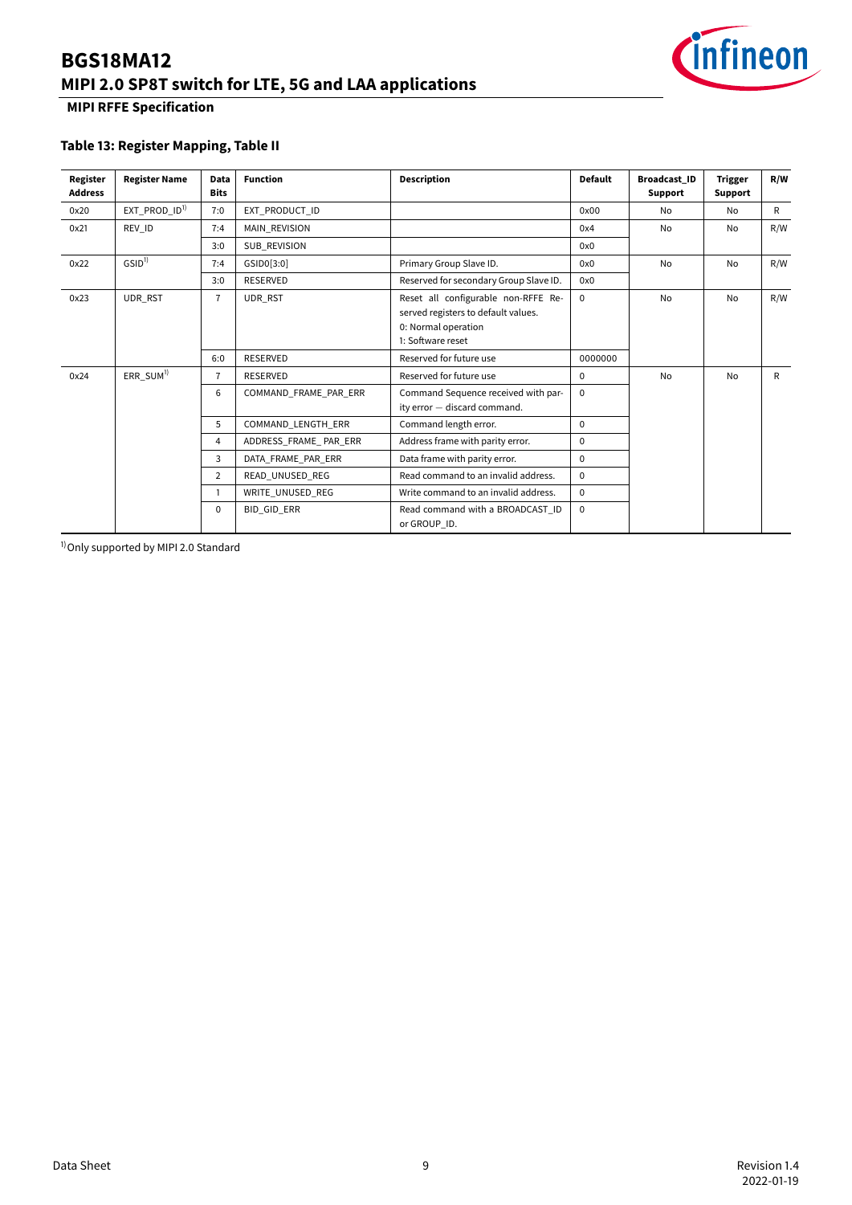**MIPI RFFE Specification**

### Table 13: Register Mapping, Table II

| Register Address | Register Name | Data Bits | Function | Description | Default | Broadcast_ID Support | Trigger Support | R/W |
|---|---|---|---|---|---|---|---|---|
| 0x20 | EXT_PROD_ID[1)] | 7:0 | EXT_PRODUCT_ID | | 0x00 | No | No | R |
| 0x21 | REV_ID | 7:4 | MAIN_REVISION | | 0x4 | No | No | R/W |
| | | 3:0 | SUB_REVISION | | 0x0 | | | |
| 0x22 | GSID[1)] | 7:4 | GSID0[3:0] | Primary Group Slave ID. | 0x0 | No | No | R/W |
| | | 3:0 | RESERVED | Reserved for secondary Group Slave ID. | 0x0 | | | |
| 0x23 | UDR_RST | 7 | UDR_RST | Reset all configurable non-RFFE Reserved registers to default values.<br>0: Normal operation<br>1: Software reset | 0 | No | No | R/W |
| | | 6:0 | RESERVED | Reserved for future use | 0000000 | | | |
| 0x24 | ERR_SUM[1)] | 7 | RESERVED | Reserved for future use | 0 | No | No | R |
| | | 6 | COMMAND_FRAME_PAR_ERR | Command Sequence received with parity error — discard command. | 0 | | | |
| | | 5 | COMMAND_LENGTH_ERR | Command length error. | 0 | | | |
| | | 4 | ADDRESS_FRAME_ PAR_ERR | Address frame with parity error. | 0 | | | |
| | | 3 | DATA_FRAME_PAR_ERR | Data frame with parity error. | 0 | | | |
| | | 2 | READ_UNUSED_REG | Read command to an invalid address. | 0 | | | |
| | | 1 | WRITE_UNUSED_REG | Write command to an invalid address. | 0 | | | |
| | | 0 | BID_GID_ERR | Read command with a BROADCAST_ID or GROUP_ID. | 0 | | | |

[1)] Only supported by MIPI 2.0 Standard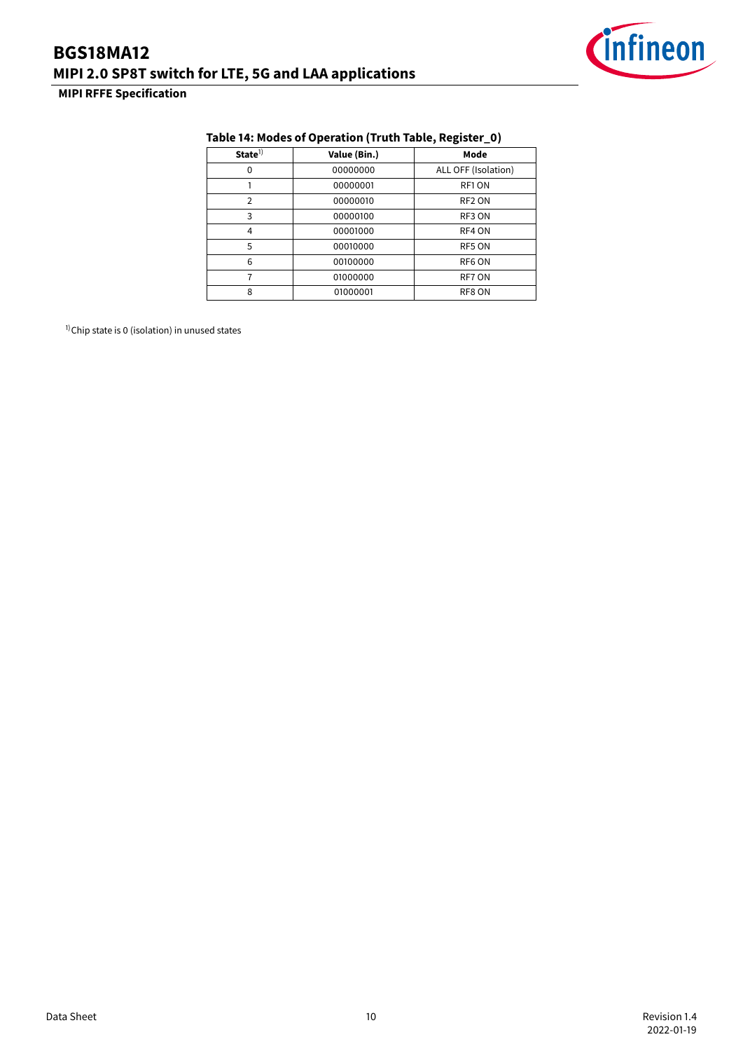**Table 14: Modes of Operation (Truth Table, Register_0)**

| State[1] | Value (Bin.) | Mode |
|---|---|---|
| 0 | 00000000 | ALL OFF (Isolation) |
| 1 | 00000001 | RF1 ON |
| 2 | 00000010 | RF2 ON |
| 3 | 00000100 | RF3 ON |
| 4 | 00001000 | RF4 ON |
| 5 | 00010000 | RF5 ON |
| 6 | 00100000 | RF6 ON |
| 7 | 01000000 | RF7 ON |
| 8 | 01000001 | RF8 ON |

[1] Chip state is 0 (isolation) in unused states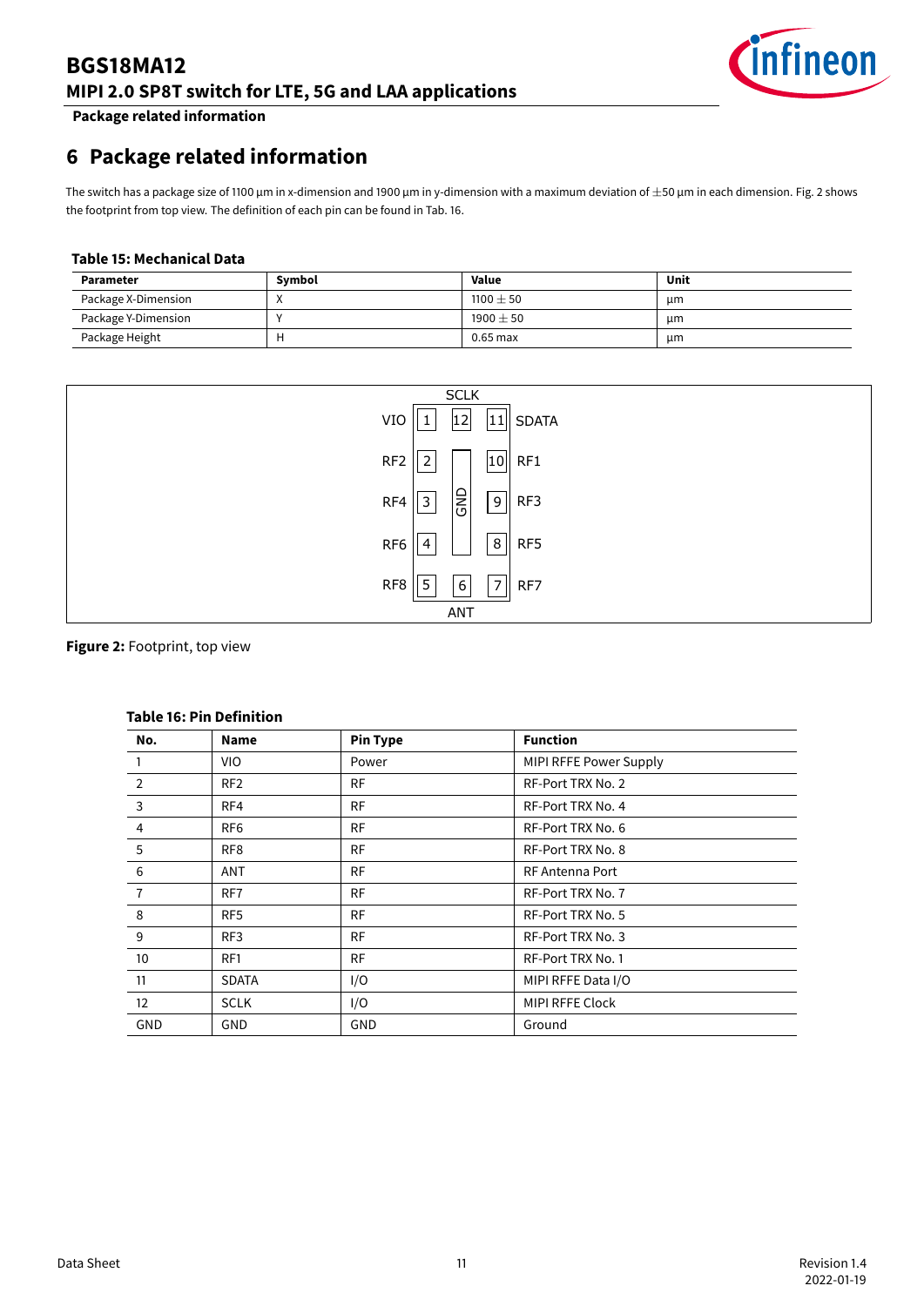# 6 Package related information

The switch has a package size of 1100 µm in x-dimension and 1900 µm in y-dimension with a maximum deviation of ±50 µm in each dimension. Fig. 2 shows the footprint from top view. The definition of each pin can be found in Tab. 16.

**Table 15: Mechanical Data**

| Parameter | Symbol | Value | Unit |
|---|---|---|---|
| Package X-Dimension | X | 1100 ± 50 | µm |
| Package Y-Dimension | Y | 1900 ± 50 | µm |
| Package Height | H | 0.65 max | µm |

**Figure 2:** Footprint, top view

**Table 16: Pin Definition**

| No. | Name | Pin Type | Function |
|---|---|---|---|
| 1 | VIO | Power | MIPI RFFE Power Supply |
| 2 | RF2 | RF | RF-Port TRX No. 2 |
| 3 | RF4 | RF | RF-Port TRX No. 4 |
| 4 | RF6 | RF | RF-Port TRX No. 6 |
| 5 | RF8 | RF | RF-Port TRX No. 8 |
| 6 | ANT | RF | RF Antenna Port |
| 7 | RF7 | RF | RF-Port TRX No. 7 |
| 8 | RF5 | RF | RF-Port TRX No. 5 |
| 9 | RF3 | RF | RF-Port TRX No. 3 |
| 10 | RF1 | RF | RF-Port TRX No. 1 |
| 11 | SDATA | I/O | MIPI RFFE Data I/O |
| 12 | SCLK | I/O | MIPI RFFE Clock |
| GND | GND | GND | Ground |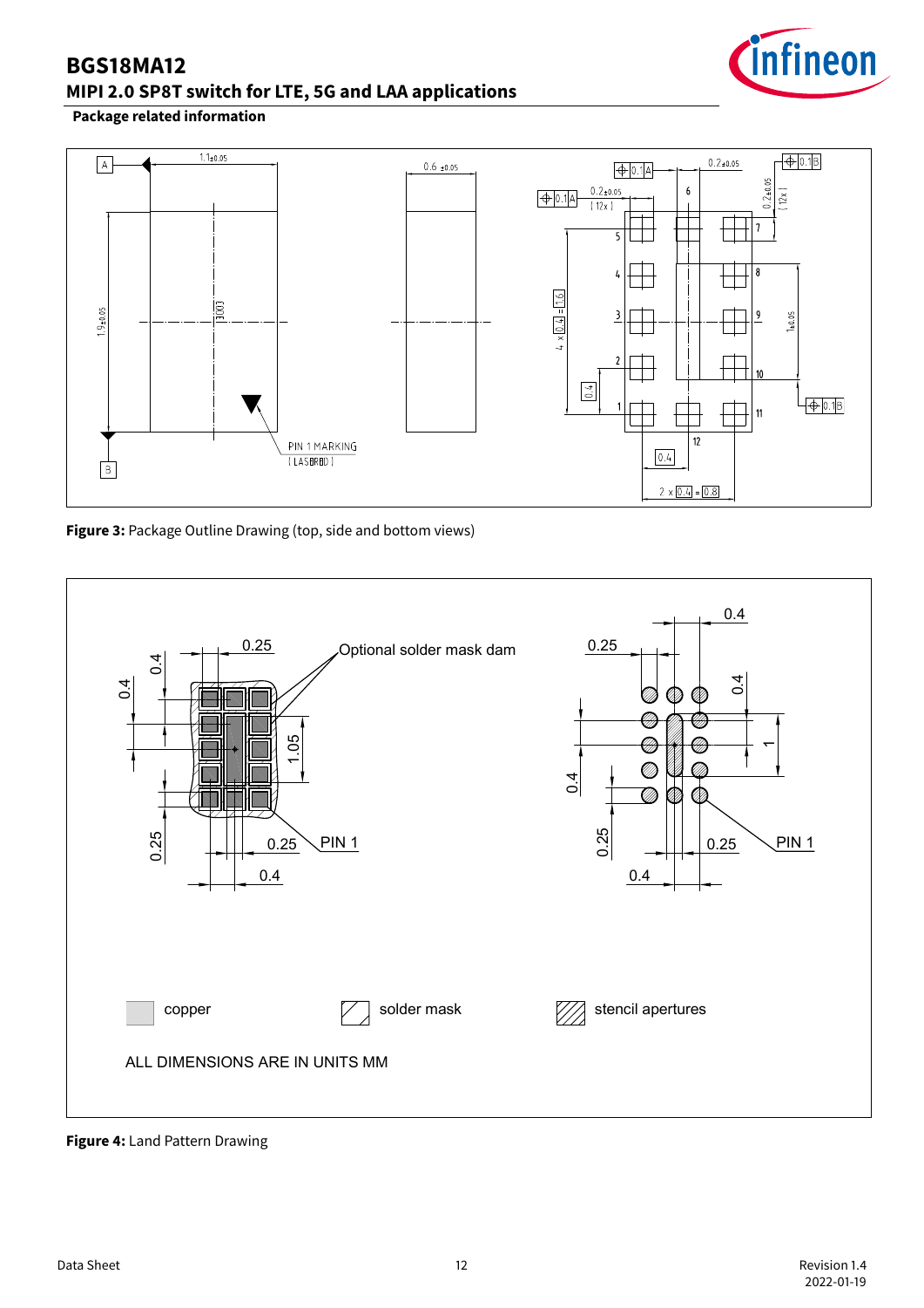## Package related information

Figure 3: Package Outline Drawing (top, side and bottom views)

Figure 4: Land Pattern Drawing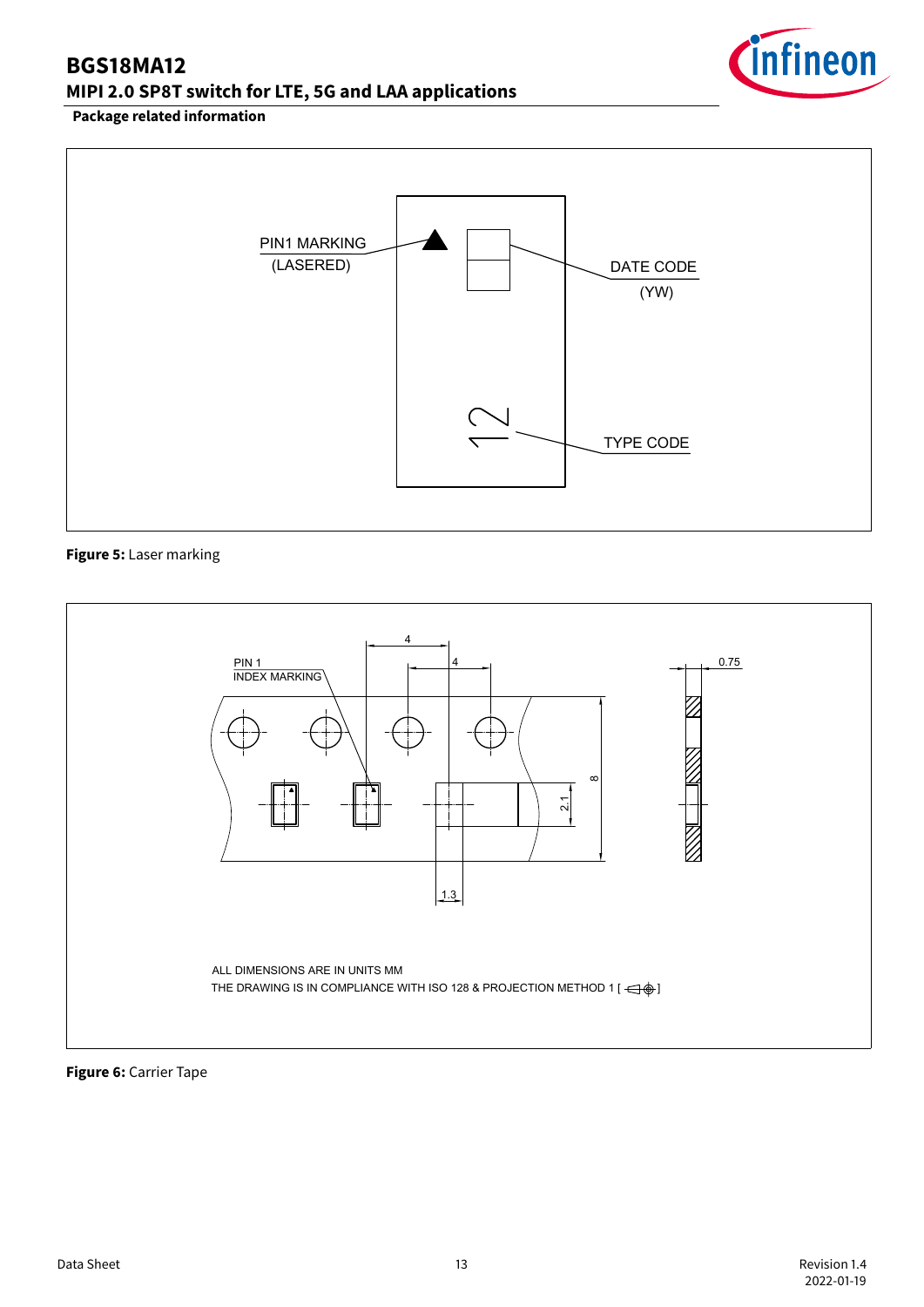Package related information

PIN1 MARKING
(LASERED)

DATE CODE
(YW)

12

TYPE CODE

**Figure 5:** Laser marking

PIN 1
INDEX MARKING

4

4

0.75

8

2.1

1.3

ALL DIMENSIONS ARE IN UNITS MM
THE DRAWING IS IN COMPLIANCE WITH ISO 128 & PROJECTION METHOD 1 [ ]

**Figure 6:** Carrier Tape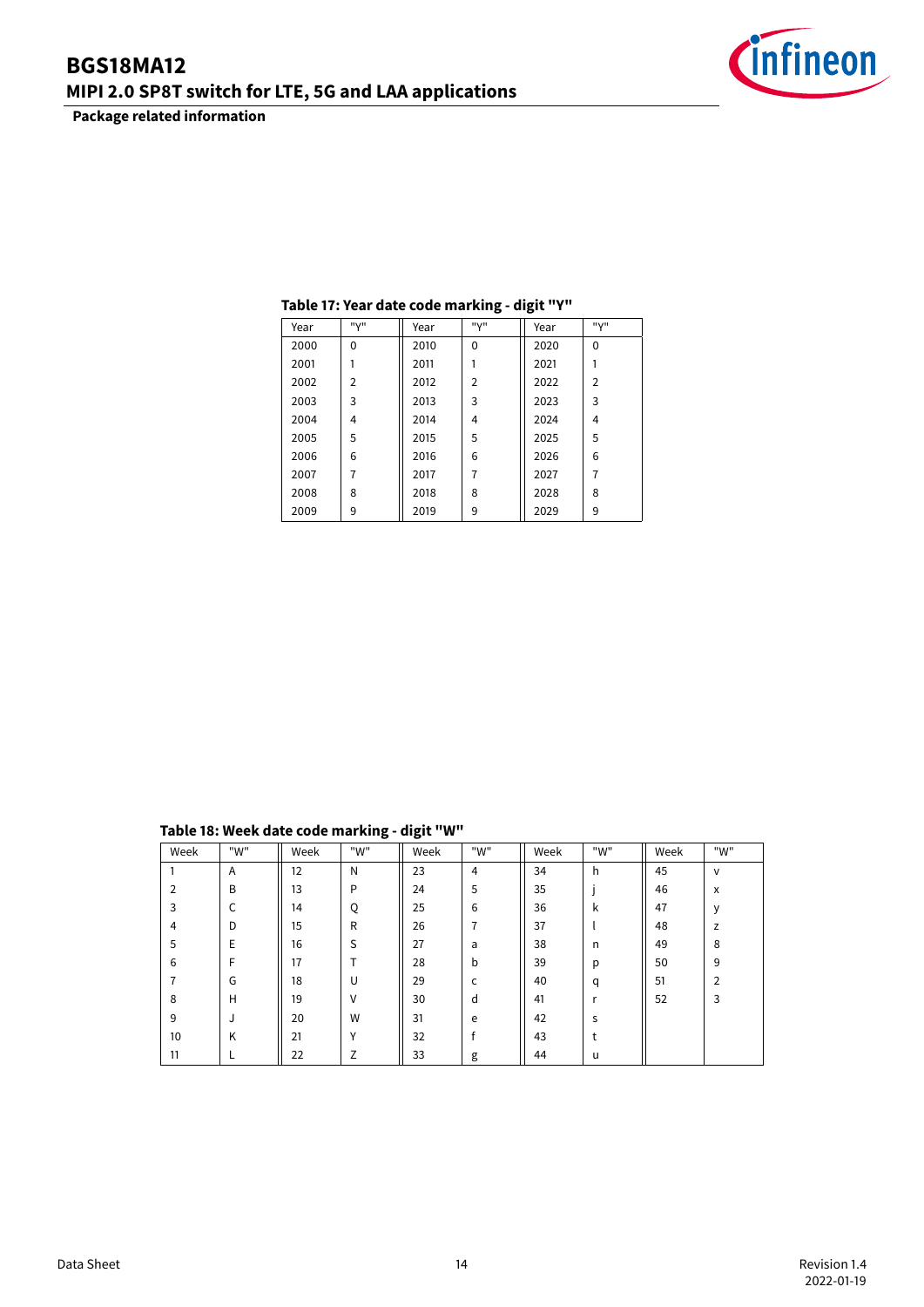**Table 17: Year date code marking - digit "Y"**

| Year | "Y" | Year | "Y" | Year | "Y" |
|---|---|---|---|---|---|
| 2000 | 0 | 2010 | 0 | 2020 | 0 |
| 2001 | 1 | 2011 | 1 | 2021 | 1 |
| 2002 | 2 | 2012 | 2 | 2022 | 2 |
| 2003 | 3 | 2013 | 3 | 2023 | 3 |
| 2004 | 4 | 2014 | 4 | 2024 | 4 |
| 2005 | 5 | 2015 | 5 | 2025 | 5 |
| 2006 | 6 | 2016 | 6 | 2026 | 6 |
| 2007 | 7 | 2017 | 7 | 2027 | 7 |
| 2008 | 8 | 2018 | 8 | 2028 | 8 |
| 2009 | 9 | 2019 | 9 | 2029 | 9 |

**Table 18: Week date code marking - digit "W"**

| Week | "W" | Week | "W" | Week | "W" | Week | "W" | Week | "W" |
|---|---|---|---|---|---|---|---|---|---|
| 1 | A | 12 | N | 23 | 4 | 34 | h | 45 | v |
| 2 | B | 13 | P | 24 | 5 | 35 | j | 46 | x |
| 3 | C | 14 | Q | 25 | 6 | 36 | k | 47 | y |
| 4 | D | 15 | R | 26 | 7 | 37 | l | 48 | z |
| 5 | E | 16 | S | 27 | a | 38 | n | 49 | 8 |
| 6 | F | 17 | T | 28 | b | 39 | p | 50 | 9 |
| 7 | G | 18 | U | 29 | c | 40 | q | 51 | 2 |
| 8 | H | 19 | V | 30 | d | 41 | r | 52 | 3 |
| 9 | J | 20 | W | 31 | e | 42 | s | | |
| 10 | K | 21 | Y | 32 | f | 43 | t | | |
| 11 | L | 22 | Z | 33 | g | 44 | u | | |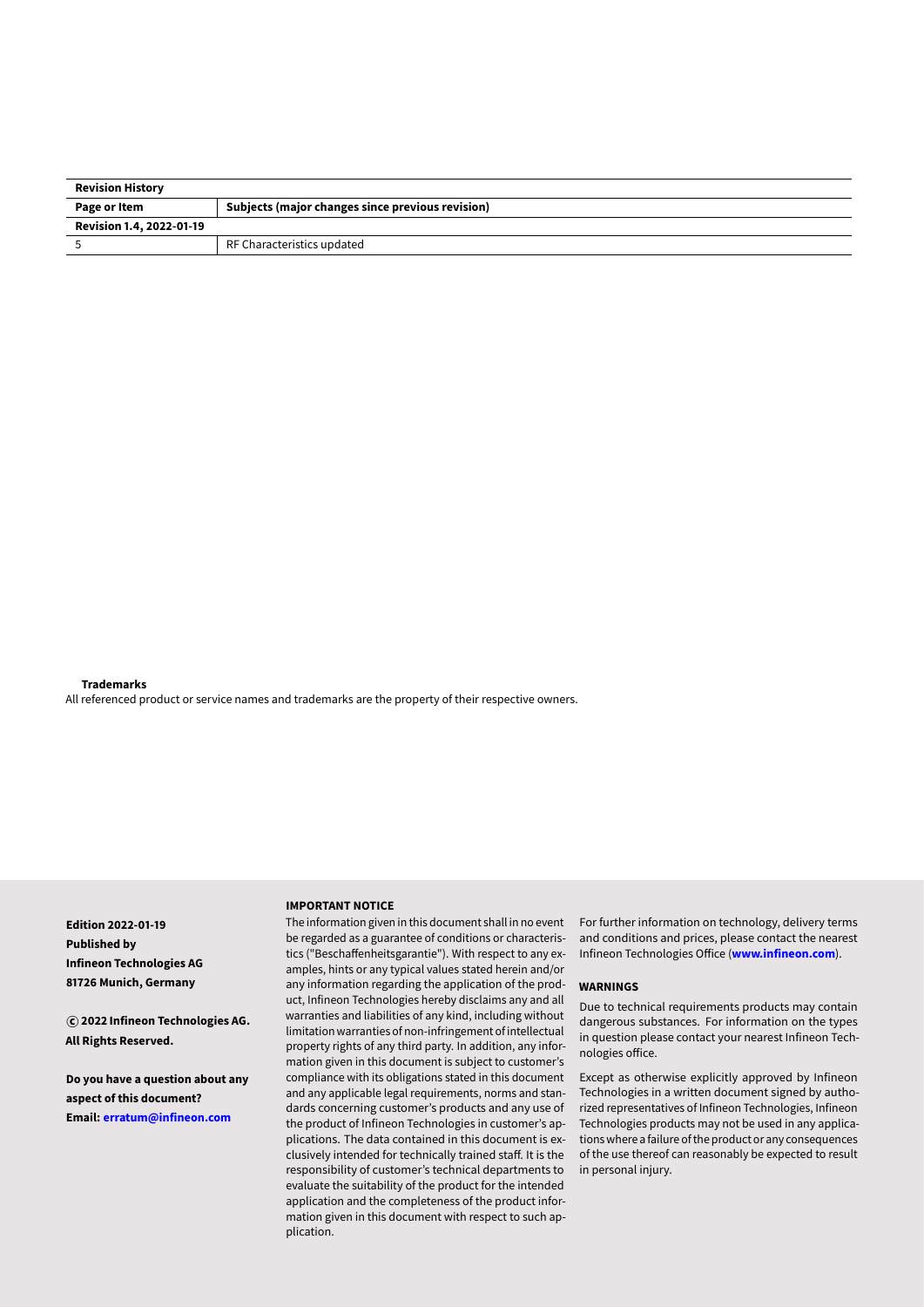| Revision History | |
|---|---|
| **Page or Item** | **Subjects (major changes since previous revision)** |
| **Revision 1.4, 2022-01-19** | |
| 5 | RF Characteristics updated |

**Trademarks**

All referenced product or service names and trademarks are the property of their respective owners.

**Edition 2022-01-19**
**Published by**
**Infineon Technologies AG**
**81726 Munich, Germany**

**© 2022 Infineon Technologies AG.**
**All Rights Reserved.**

**Do you have a question about any aspect of this document?**
**Email: erratum@infineon.com**

**IMPORTANT NOTICE**

The information given in this document shall in no event be regarded as a guarantee of conditions or characteristics ("Beschaffenheitsgarantie"). With respect to any examples, hints or any typical values stated herein and/or any information regarding the application of the product, Infineon Technologies hereby disclaims any and all warranties and liabilities of any kind, including without limitation warranties of non-infringement of intellectual property rights of any third party. In addition, any information given in this document is subject to customer's compliance with its obligations stated in this document and any applicable legal requirements, norms and standards concerning customer's products and any use of the product of Infineon Technologies in customer's applications. The data contained in this document is exclusively intended for technically trained staff. It is the responsibility of customer's technical departments to evaluate the suitability of the product for the intended application and the completeness of the product information given in this document with respect to such application.

For further information on technology, delivery terms and conditions and prices, please contact the nearest Infineon Technologies Office (**www.infineon.com**).

**WARNINGS**

Due to technical requirements products may contain dangerous substances. For information on the types in question please contact your nearest Infineon Technologies office.

Except as otherwise explicitly approved by Infineon Technologies in a written document signed by authorized representatives of Infineon Technologies, Infineon Technologies products may not be used in any applications where a failure of the product or any consequences of the use thereof can reasonably be expected to result in personal injury.